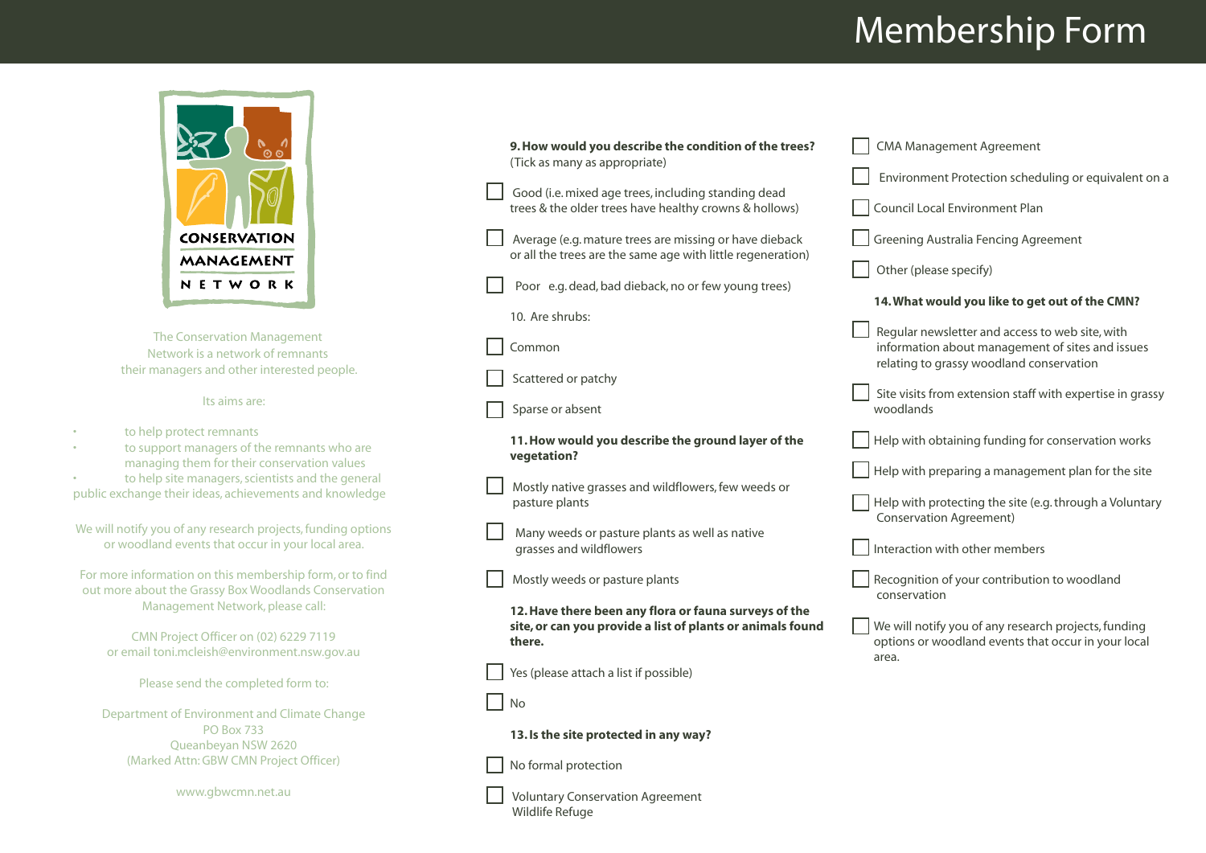# Membership Form

CONSERVATION MANAGEMENT NETWORK

The Conservation Management Network is a network of remnants their managers and other interested people.

Its aims are:

- to help protect remnants
- to support managers of the remnants who are managing them for their conservation values
- to help site managers, scientists and the general public exchange their ideas, achievements and knowledge

We will notify you of any research projects, funding options or woodland events that occur in your local area.

For more information on this membership form, or to find out more about the Grassy Box Woodlands Conservation Management Network, please call:

CMN Project Officer on (02) 6229 7119
or email toni.mcleish@environment.nsw.gov.au

Please send the completed form to:

Department of Environment and Climate Change
PO Box 733
Queanbeyan NSW 2620
(Marked Attn: GBW CMN Project Officer)

www.gbwcmn.net.au

**9. How would you describe the condition of the trees?** (Tick as many as appropriate)

- ☐ Good (i.e. mixed age trees, including standing dead trees & the older trees have healthy crowns & hollows)
- ☐ Average (e.g. mature trees are missing or have dieback or all the trees are the same age with little regeneration)
- ☐ Poor e.g. dead, bad dieback, no or few young trees)

10. Are shrubs:

- ☐ Common
- ☐ Scattered or patchy
- ☐ Sparse or absent

**11. How would you describe the ground layer of the vegetation?**

- ☐ Mostly native grasses and wildflowers, few weeds or pasture plants
- ☐ Many weeds or pasture plants as well as native grasses and wildflowers
- ☐ Mostly weeds or pasture plants

**12. Have there been any flora or fauna surveys of the site, or can you provide a list of plants or animals found there.**

- ☐ Yes (please attach a list if possible)
- ☐ No

**13. Is the site protected in any way?**

- ☐ No formal protection
- ☐ Voluntary Conservation Agreement Wildlife Refuge
- ☐ CMA Management Agreement
- ☐ Environment Protection scheduling or equivalent on a
- ☐ Council Local Environment Plan
- ☐ Greening Australia Fencing Agreement
- ☐ Other (please specify)

**14. What would you like to get out of the CMN?**

- ☐ Regular newsletter and access to web site, with information about management of sites and issues relating to grassy woodland conservation
- ☐ Site visits from extension staff with expertise in grassy woodlands
- ☐ Help with obtaining funding for conservation works
- ☐ Help with preparing a management plan for the site
- ☐ Help with protecting the site (e.g. through a Voluntary Conservation Agreement)
- ☐ Interaction with other members
- ☐ Recognition of your contribution to woodland conservation
- ☐ We will notify you of any research projects, funding options or woodland events that occur in your local area.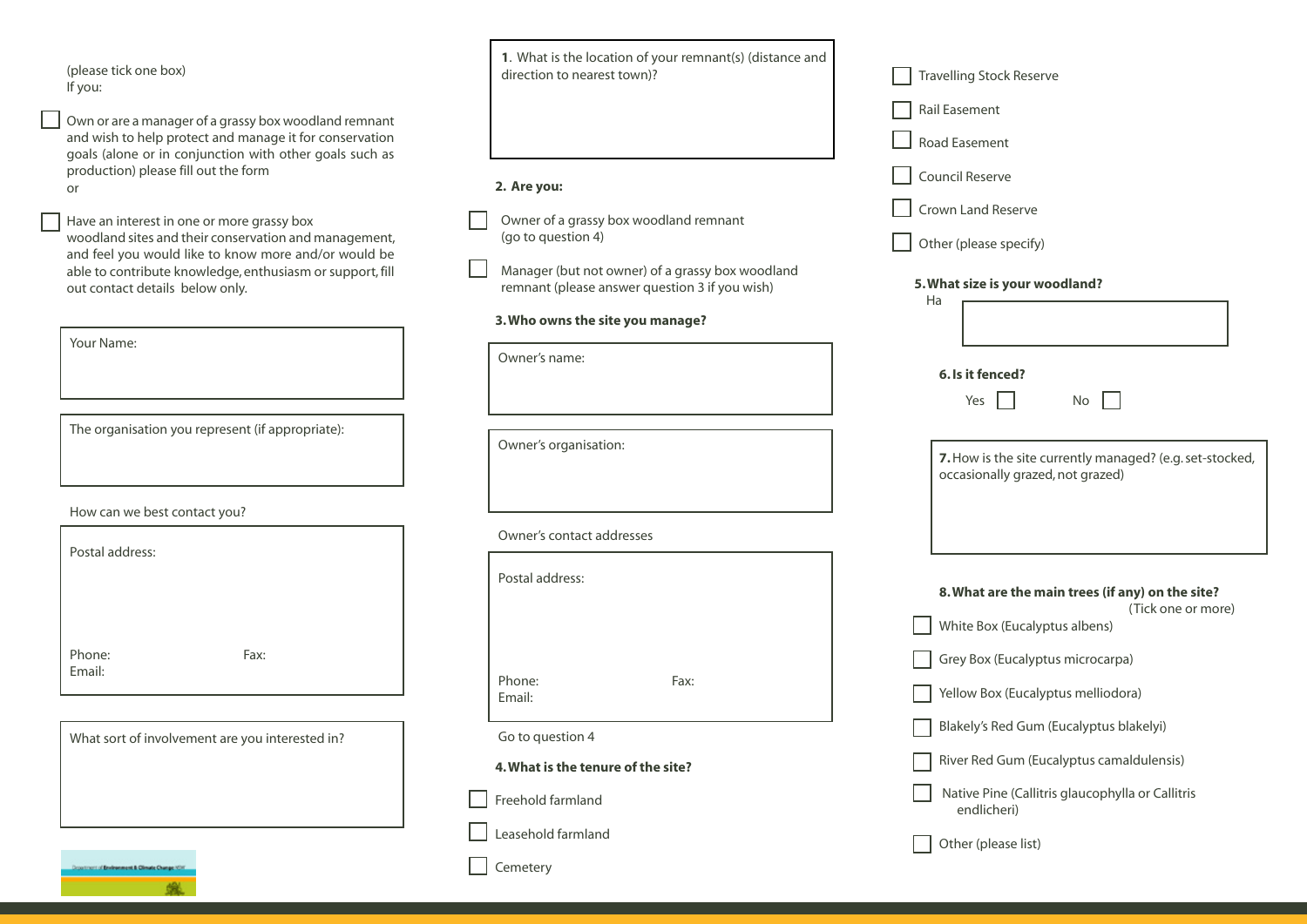(please tick one box)
If you:

☐ Own or are a manager of a grassy box woodland remnant and wish to help protect and manage it for conservation goals (alone or in conjunction with other goals such as production) please fill out the form
or

☐ Have an interest in one or more grassy box woodland sites and their conservation and management, and feel you would like to know more and/or would be able to contribute knowledge, enthusiasm or support, fill out contact details below only.

Your Name:

The organisation you represent (if appropriate):

How can we best contact you?

Postal address:

Phone: Fax:
Email:

What sort of involvement are you interested in?

**1**. What is the location of your remnant(s) (distance and direction to nearest town)?

**2. Are you:**

☐ Owner of a grassy box woodland remnant (go to question 4)

☐ Manager (but not owner) of a grassy box woodland remnant (please answer question 3 if you wish)

**3. Who owns the site you manage?**

Owner's name:

Owner's organisation:

Owner's contact addresses

Postal address:

Phone: Fax:
Email:

Go to question 4

**4. What is the tenure of the site?**

☐ Freehold farmland

☐ Leasehold farmland

☐ Cemetery

☐ Travelling Stock Reserve

☐ Rail Easement

☐ Road Easement

☐ Council Reserve

☐ Crown Land Reserve

☐ Other (please specify)

**5. What size is your woodland?**

Ha

**6. Is it fenced?**

Yes ☐ No ☐

**7.** How is the site currently managed? (e.g. set-stocked, occasionally grazed, not grazed)

**8. What are the main trees (if any) on the site?** (Tick one or more)

☐ White Box (Eucalyptus albens)

☐ Grey Box (Eucalyptus microcarpa)

☐ Yellow Box (Eucalyptus melliodora)

☐ Blakely's Red Gum (Eucalyptus blakelyi)

☐ River Red Gum (Eucalyptus camaldulensis)

☐ Native Pine (Callitris glaucophylla or Callitris endlicheri)

☐ Other (please list)